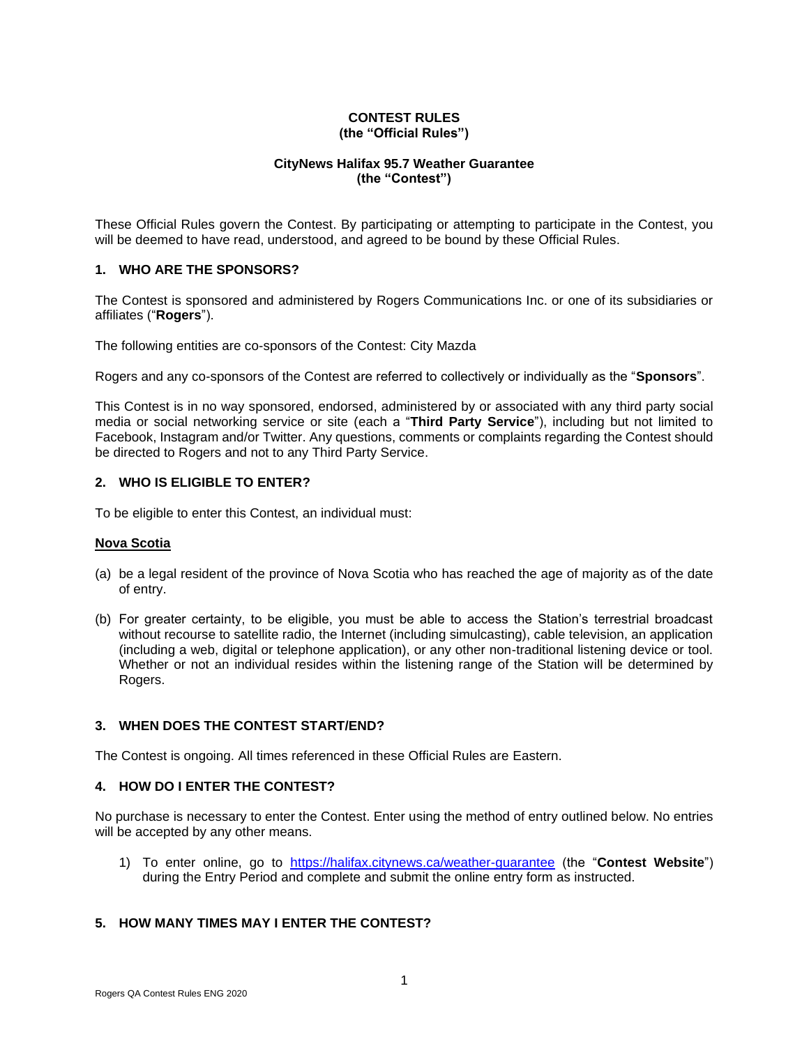**CONTEST RULES**
**(the "Official Rules")**

**CityNews Halifax 95.7 Weather Guarantee**
**(the "Contest")**

These Official Rules govern the Contest. By participating or attempting to participate in the Contest, you will be deemed to have read, understood, and agreed to be bound by these Official Rules.

## 1. WHO ARE THE SPONSORS?

The Contest is sponsored and administered by Rogers Communications Inc. or one of its subsidiaries or affiliates ("**Rogers**").

The following entities are co-sponsors of the Contest: City Mazda

Rogers and any co-sponsors of the Contest are referred to collectively or individually as the "**Sponsors**".

This Contest is in no way sponsored, endorsed, administered by or associated with any third party social media or social networking service or site (each a "**Third Party Service**"), including but not limited to Facebook, Instagram and/or Twitter. Any questions, comments or complaints regarding the Contest should be directed to Rogers and not to any Third Party Service.

## 2. WHO IS ELIGIBLE TO ENTER?

To be eligible to enter this Contest, an individual must:

**Nova Scotia**

(a) be a legal resident of the province of Nova Scotia who has reached the age of majority as of the date of entry.

(b) For greater certainty, to be eligible, you must be able to access the Station's terrestrial broadcast without recourse to satellite radio, the Internet (including simulcasting), cable television, an application (including a web, digital or telephone application), or any other non-traditional listening device or tool. Whether or not an individual resides within the listening range of the Station will be determined by Rogers.

## 3. WHEN DOES THE CONTEST START/END?

The Contest is ongoing. All times referenced in these Official Rules are Eastern.

## 4. HOW DO I ENTER THE CONTEST?

No purchase is necessary to enter the Contest. Enter using the method of entry outlined below. No entries will be accepted by any other means.

1) To enter online, go to https://halifax.citynews.ca/weather-guarantee (the "**Contest Website**") during the Entry Period and complete and submit the online entry form as instructed.

## 5. HOW MANY TIMES MAY I ENTER THE CONTEST?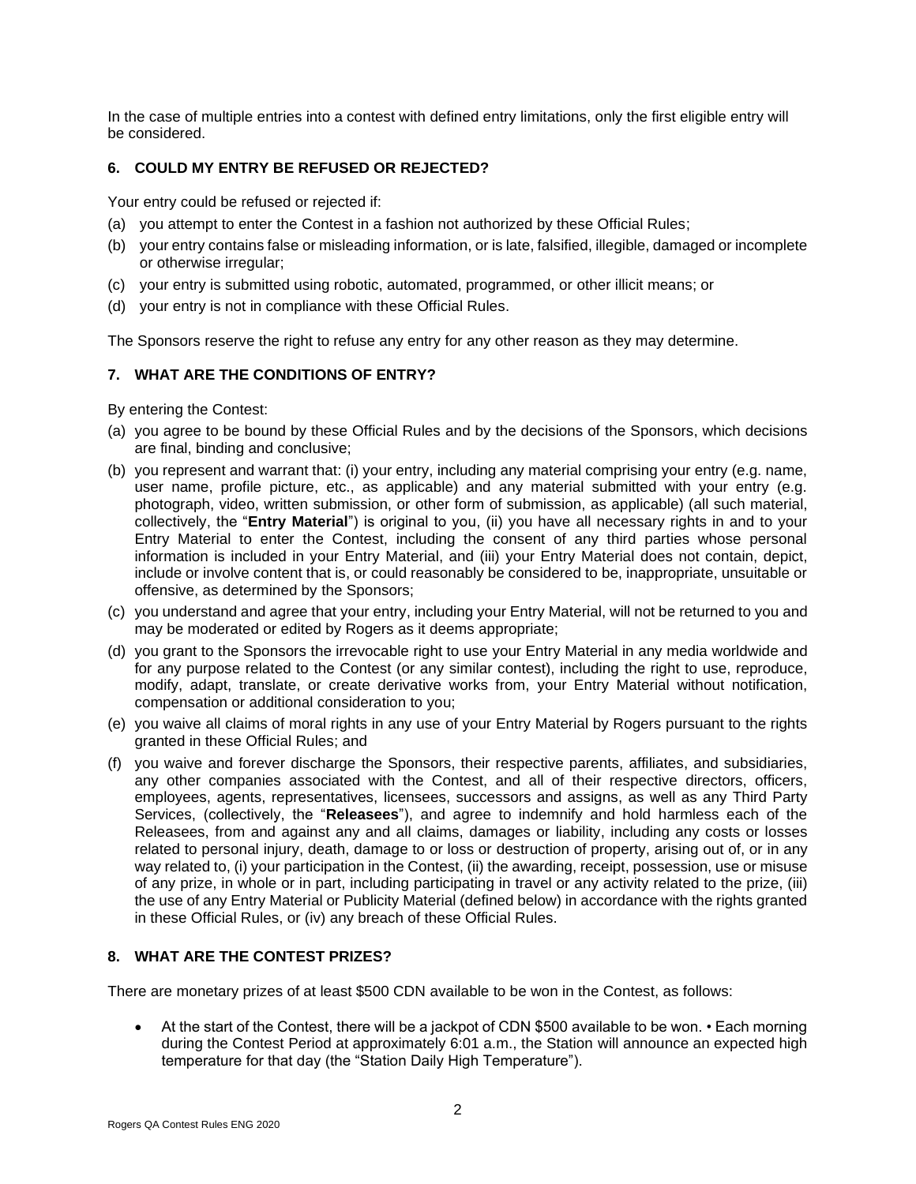In the case of multiple entries into a contest with defined entry limitations, only the first eligible entry will be considered.

## 6. COULD MY ENTRY BE REFUSED OR REJECTED?

Your entry could be refused or rejected if:

(a) you attempt to enter the Contest in a fashion not authorized by these Official Rules;

(b) your entry contains false or misleading information, or is late, falsified, illegible, damaged or incomplete or otherwise irregular;

(c) your entry is submitted using robotic, automated, programmed, or other illicit means; or

(d) your entry is not in compliance with these Official Rules.

The Sponsors reserve the right to refuse any entry for any other reason as they may determine.

## 7. WHAT ARE THE CONDITIONS OF ENTRY?

By entering the Contest:

(a) you agree to be bound by these Official Rules and by the decisions of the Sponsors, which decisions are final, binding and conclusive;

(b) you represent and warrant that: (i) your entry, including any material comprising your entry (e.g. name, user name, profile picture, etc., as applicable) and any material submitted with your entry (e.g. photograph, video, written submission, or other form of submission, as applicable) (all such material, collectively, the "**Entry Material**") is original to you, (ii) you have all necessary rights in and to your Entry Material to enter the Contest, including the consent of any third parties whose personal information is included in your Entry Material, and (iii) your Entry Material does not contain, depict, include or involve content that is, or could reasonably be considered to be, inappropriate, unsuitable or offensive, as determined by the Sponsors;

(c) you understand and agree that your entry, including your Entry Material, will not be returned to you and may be moderated or edited by Rogers as it deems appropriate;

(d) you grant to the Sponsors the irrevocable right to use your Entry Material in any media worldwide and for any purpose related to the Contest (or any similar contest), including the right to use, reproduce, modify, adapt, translate, or create derivative works from, your Entry Material without notification, compensation or additional consideration to you;

(e) you waive all claims of moral rights in any use of your Entry Material by Rogers pursuant to the rights granted in these Official Rules; and

(f) you waive and forever discharge the Sponsors, their respective parents, affiliates, and subsidiaries, any other companies associated with the Contest, and all of their respective directors, officers, employees, agents, representatives, licensees, successors and assigns, as well as any Third Party Services, (collectively, the "**Releasees**"), and agree to indemnify and hold harmless each of the Releasees, from and against any and all claims, damages or liability, including any costs or losses related to personal injury, death, damage to or loss or destruction of property, arising out of, or in any way related to, (i) your participation in the Contest, (ii) the awarding, receipt, possession, use or misuse of any prize, in whole or in part, including participating in travel or any activity related to the prize, (iii) the use of any Entry Material or Publicity Material (defined below) in accordance with the rights granted in these Official Rules, or (iv) any breach of these Official Rules.

## 8. WHAT ARE THE CONTEST PRIZES?

There are monetary prizes of at least $500 CDN available to be won in the Contest, as follows:

- At the start of the Contest, there will be a jackpot of CDN $500 available to be won. • Each morning during the Contest Period at approximately 6:01 a.m., the Station will announce an expected high temperature for that day (the "Station Daily High Temperature").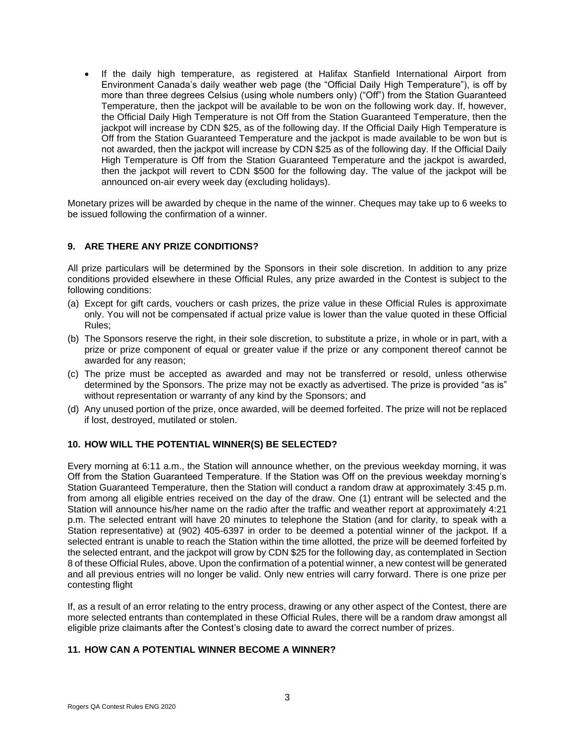- If the daily high temperature, as registered at Halifax Stanfield International Airport from Environment Canada's daily weather web page (the "Official Daily High Temperature"), is off by more than three degrees Celsius (using whole numbers only) ("Off") from the Station Guaranteed Temperature, then the jackpot will be available to be won on the following work day. If, however, the Official Daily High Temperature is not Off from the Station Guaranteed Temperature, then the jackpot will increase by CDN $25, as of the following day. If the Official Daily High Temperature is Off from the Station Guaranteed Temperature and the jackpot is made available to be won but is not awarded, then the jackpot will increase by CDN $25 as of the following day. If the Official Daily High Temperature is Off from the Station Guaranteed Temperature and the jackpot is awarded, then the jackpot will revert to CDN $500 for the following day. The value of the jackpot will be announced on-air every week day (excluding holidays).

Monetary prizes will be awarded by cheque in the name of the winner. Cheques may take up to 6 weeks to be issued following the confirmation of a winner.

## 9. ARE THERE ANY PRIZE CONDITIONS?

All prize particulars will be determined by the Sponsors in their sole discretion. In addition to any prize conditions provided elsewhere in these Official Rules, any prize awarded in the Contest is subject to the following conditions:

(a) Except for gift cards, vouchers or cash prizes, the prize value in these Official Rules is approximate only. You will not be compensated if actual prize value is lower than the value quoted in these Official Rules;

(b) The Sponsors reserve the right, in their sole discretion, to substitute a prize, in whole or in part, with a prize or prize component of equal or greater value if the prize or any component thereof cannot be awarded for any reason;

(c) The prize must be accepted as awarded and may not be transferred or resold, unless otherwise determined by the Sponsors. The prize may not be exactly as advertised. The prize is provided "as is" without representation or warranty of any kind by the Sponsors; and

(d) Any unused portion of the prize, once awarded, will be deemed forfeited. The prize will not be replaced if lost, destroyed, mutilated or stolen.

## 10. HOW WILL THE POTENTIAL WINNER(S) BE SELECTED?

Every morning at 6:11 a.m., the Station will announce whether, on the previous weekday morning, it was Off from the Station Guaranteed Temperature. If the Station was Off on the previous weekday morning's Station Guaranteed Temperature, then the Station will conduct a random draw at approximately 3:45 p.m. from among all eligible entries received on the day of the draw. One (1) entrant will be selected and the Station will announce his/her name on the radio after the traffic and weather report at approximately 4:21 p.m. The selected entrant will have 20 minutes to telephone the Station (and for clarity, to speak with a Station representative) at (902) 405-6397 in order to be deemed a potential winner of the jackpot. If a selected entrant is unable to reach the Station within the time allotted, the prize will be deemed forfeited by the selected entrant, and the jackpot will grow by CDN $25 for the following day, as contemplated in Section 8 of these Official Rules, above. Upon the confirmation of a potential winner, a new contest will be generated and all previous entries will no longer be valid. Only new entries will carry forward. There is one prize per contesting flight

If, as a result of an error relating to the entry process, drawing or any other aspect of the Contest, there are more selected entrants than contemplated in these Official Rules, there will be a random draw amongst all eligible prize claimants after the Contest's closing date to award the correct number of prizes.

## 11. HOW CAN A POTENTIAL WINNER BECOME A WINNER?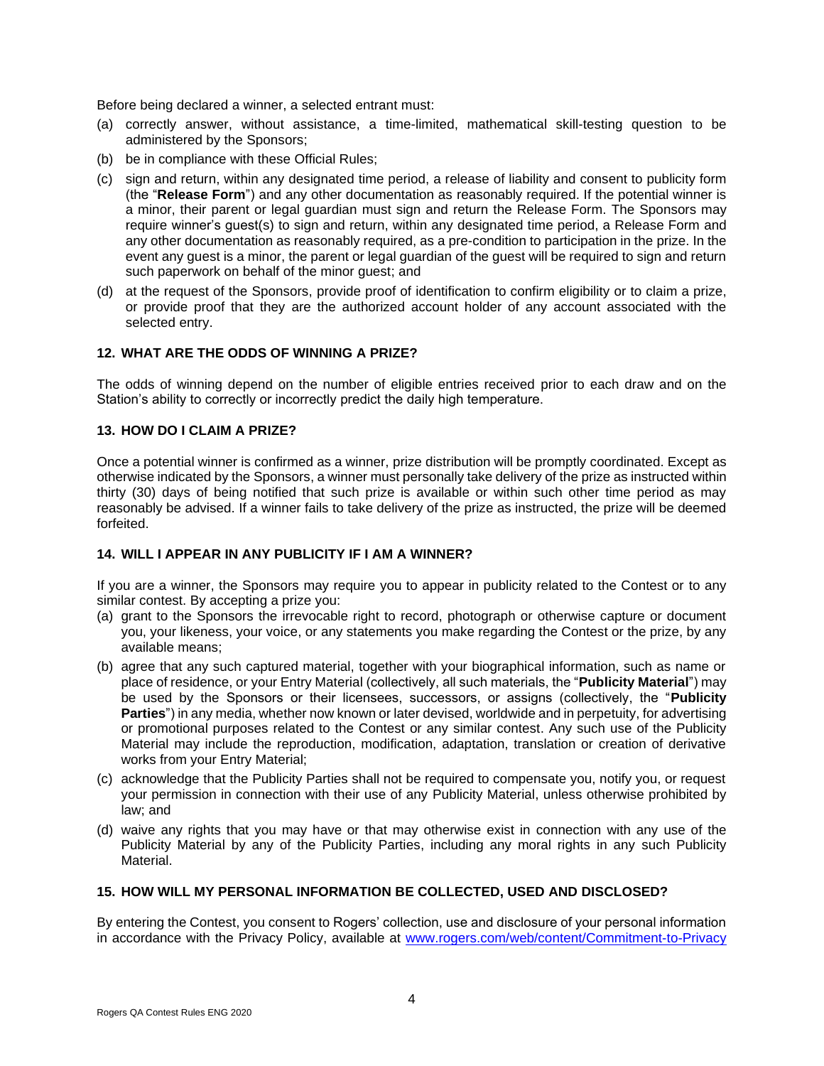Before being declared a winner, a selected entrant must:

(a) correctly answer, without assistance, a time-limited, mathematical skill-testing question to be administered by the Sponsors;

(b) be in compliance with these Official Rules;

(c) sign and return, within any designated time period, a release of liability and consent to publicity form (the "**Release Form**") and any other documentation as reasonably required. If the potential winner is a minor, their parent or legal guardian must sign and return the Release Form. The Sponsors may require winner's guest(s) to sign and return, within any designated time period, a Release Form and any other documentation as reasonably required, as a pre-condition to participation in the prize. In the event any guest is a minor, the parent or legal guardian of the guest will be required to sign and return such paperwork on behalf of the minor guest; and

(d) at the request of the Sponsors, provide proof of identification to confirm eligibility or to claim a prize, or provide proof that they are the authorized account holder of any account associated with the selected entry.

## 12. WHAT ARE THE ODDS OF WINNING A PRIZE?

The odds of winning depend on the number of eligible entries received prior to each draw and on the Station's ability to correctly or incorrectly predict the daily high temperature.

## 13. HOW DO I CLAIM A PRIZE?

Once a potential winner is confirmed as a winner, prize distribution will be promptly coordinated. Except as otherwise indicated by the Sponsors, a winner must personally take delivery of the prize as instructed within thirty (30) days of being notified that such prize is available or within such other time period as may reasonably be advised. If a winner fails to take delivery of the prize as instructed, the prize will be deemed forfeited.

## 14. WILL I APPEAR IN ANY PUBLICITY IF I AM A WINNER?

If you are a winner, the Sponsors may require you to appear in publicity related to the Contest or to any similar contest. By accepting a prize you:

(a) grant to the Sponsors the irrevocable right to record, photograph or otherwise capture or document you, your likeness, your voice, or any statements you make regarding the Contest or the prize, by any available means;

(b) agree that any such captured material, together with your biographical information, such as name or place of residence, or your Entry Material (collectively, all such materials, the "**Publicity Material**") may be used by the Sponsors or their licensees, successors, or assigns (collectively, the "**Publicity Parties**") in any media, whether now known or later devised, worldwide and in perpetuity, for advertising or promotional purposes related to the Contest or any similar contest. Any such use of the Publicity Material may include the reproduction, modification, adaptation, translation or creation of derivative works from your Entry Material;

(c) acknowledge that the Publicity Parties shall not be required to compensate you, notify you, or request your permission in connection with their use of any Publicity Material, unless otherwise prohibited by law; and

(d) waive any rights that you may have or that may otherwise exist in connection with any use of the Publicity Material by any of the Publicity Parties, including any moral rights in any such Publicity Material.

## 15. HOW WILL MY PERSONAL INFORMATION BE COLLECTED, USED AND DISCLOSED?

By entering the Contest, you consent to Rogers' collection, use and disclosure of your personal information in accordance with the Privacy Policy, available at [www.rogers.com/web/content/Commitment-to-Privacy](www.rogers.com/web/content/Commitment-to-Privacy)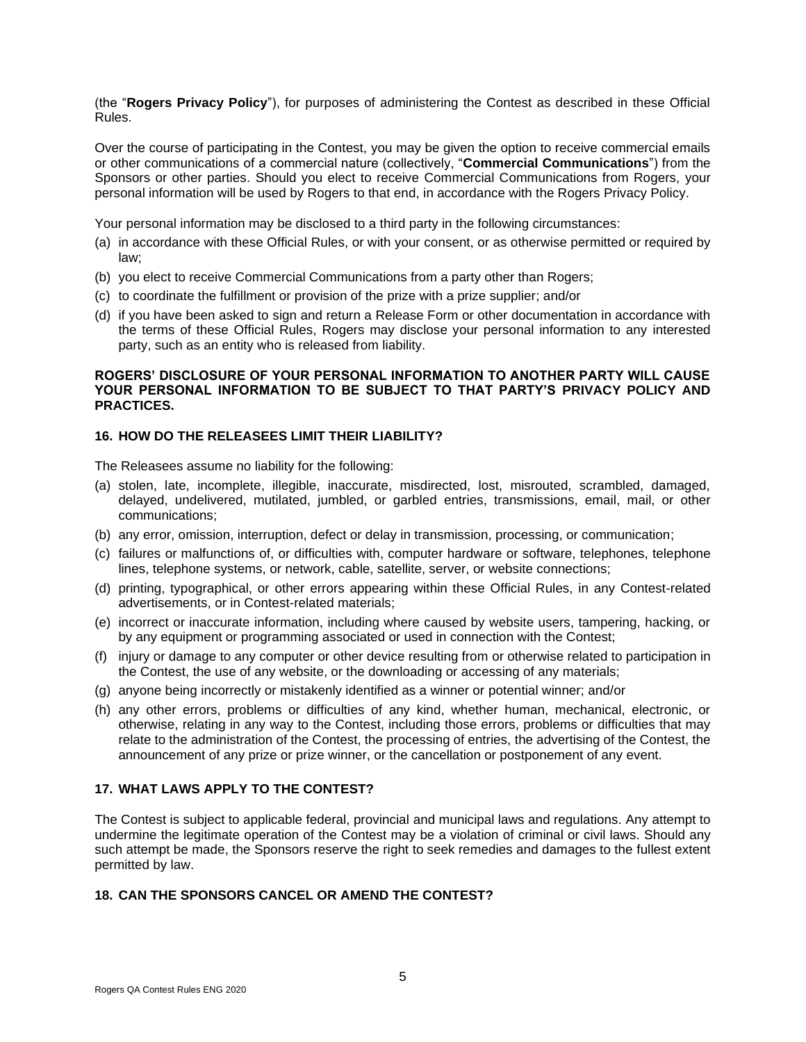(the "**Rogers Privacy Policy**"), for purposes of administering the Contest as described in these Official Rules.

Over the course of participating in the Contest, you may be given the option to receive commercial emails or other communications of a commercial nature (collectively, "**Commercial Communications**") from the Sponsors or other parties. Should you elect to receive Commercial Communications from Rogers, your personal information will be used by Rogers to that end, in accordance with the Rogers Privacy Policy.

Your personal information may be disclosed to a third party in the following circumstances:

(a) in accordance with these Official Rules, or with your consent, or as otherwise permitted or required by law;
(b) you elect to receive Commercial Communications from a party other than Rogers;
(c) to coordinate the fulfillment or provision of the prize with a prize supplier; and/or
(d) if you have been asked to sign and return a Release Form or other documentation in accordance with the terms of these Official Rules, Rogers may disclose your personal information to any interested party, such as an entity who is released from liability.

**ROGERS' DISCLOSURE OF YOUR PERSONAL INFORMATION TO ANOTHER PARTY WILL CAUSE YOUR PERSONAL INFORMATION TO BE SUBJECT TO THAT PARTY'S PRIVACY POLICY AND PRACTICES.**

## 16. HOW DO THE RELEASEES LIMIT THEIR LIABILITY?

The Releasees assume no liability for the following:

(a) stolen, late, incomplete, illegible, inaccurate, misdirected, lost, misrouted, scrambled, damaged, delayed, undelivered, mutilated, jumbled, or garbled entries, transmissions, email, mail, or other communications;
(b) any error, omission, interruption, defect or delay in transmission, processing, or communication;
(c) failures or malfunctions of, or difficulties with, computer hardware or software, telephones, telephone lines, telephone systems, or network, cable, satellite, server, or website connections;
(d) printing, typographical, or other errors appearing within these Official Rules, in any Contest-related advertisements, or in Contest-related materials;
(e) incorrect or inaccurate information, including where caused by website users, tampering, hacking, or by any equipment or programming associated or used in connection with the Contest;
(f) injury or damage to any computer or other device resulting from or otherwise related to participation in the Contest, the use of any website, or the downloading or accessing of any materials;
(g) anyone being incorrectly or mistakenly identified as a winner or potential winner; and/or
(h) any other errors, problems or difficulties of any kind, whether human, mechanical, electronic, or otherwise, relating in any way to the Contest, including those errors, problems or difficulties that may relate to the administration of the Contest, the processing of entries, the advertising of the Contest, the announcement of any prize or prize winner, or the cancellation or postponement of any event.

## 17. WHAT LAWS APPLY TO THE CONTEST?

The Contest is subject to applicable federal, provincial and municipal laws and regulations. Any attempt to undermine the legitimate operation of the Contest may be a violation of criminal or civil laws. Should any such attempt be made, the Sponsors reserve the right to seek remedies and damages to the fullest extent permitted by law.

## 18. CAN THE SPONSORS CANCEL OR AMEND THE CONTEST?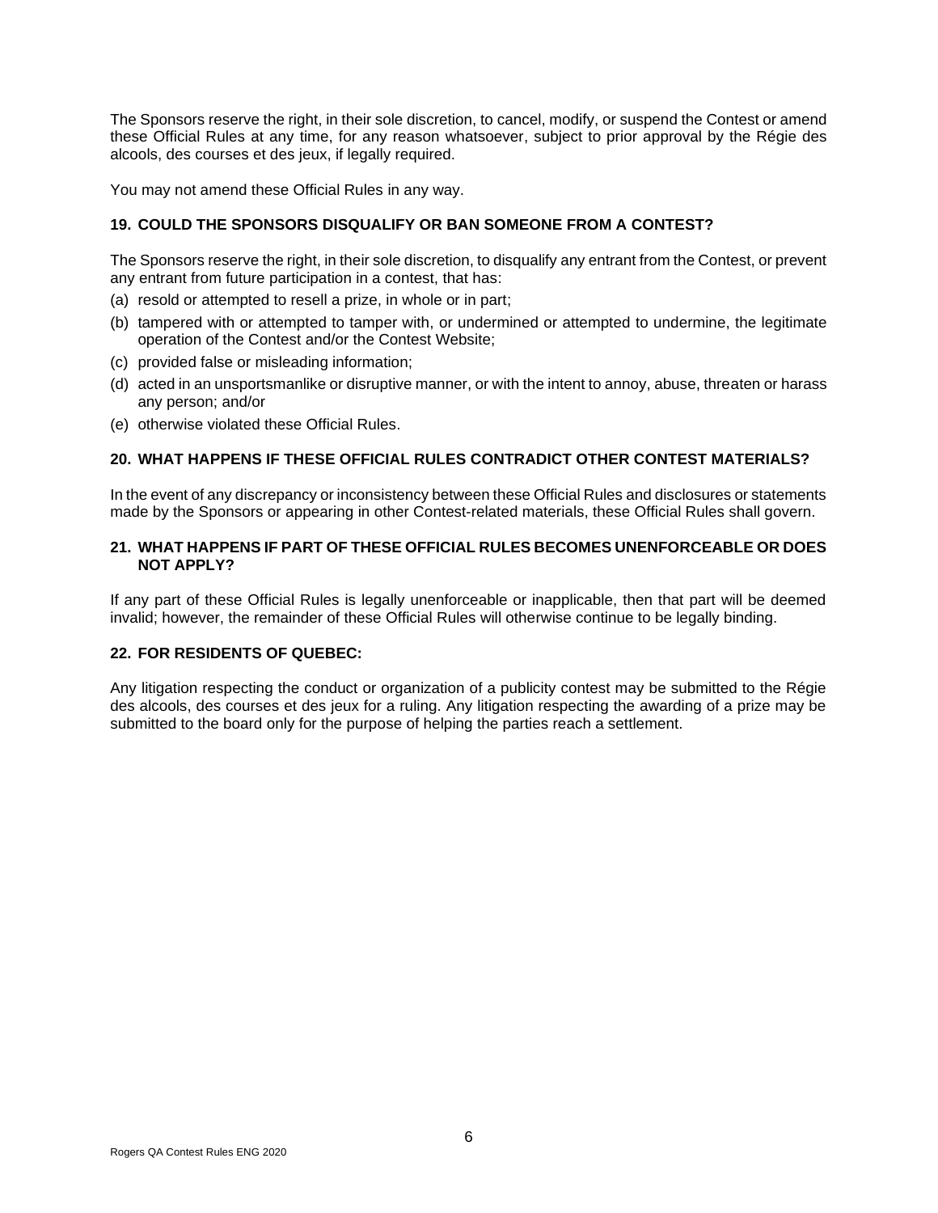The Sponsors reserve the right, in their sole discretion, to cancel, modify, or suspend the Contest or amend these Official Rules at any time, for any reason whatsoever, subject to prior approval by the Régie des alcools, des courses et des jeux, if legally required.

You may not amend these Official Rules in any way.

## 19. COULD THE SPONSORS DISQUALIFY OR BAN SOMEONE FROM A CONTEST?

The Sponsors reserve the right, in their sole discretion, to disqualify any entrant from the Contest, or prevent any entrant from future participation in a contest, that has:

(a) resold or attempted to resell a prize, in whole or in part;

(b) tampered with or attempted to tamper with, or undermined or attempted to undermine, the legitimate operation of the Contest and/or the Contest Website;

(c) provided false or misleading information;

(d) acted in an unsportsmanlike or disruptive manner, or with the intent to annoy, abuse, threaten or harass any person; and/or

(e) otherwise violated these Official Rules.

## 20. WHAT HAPPENS IF THESE OFFICIAL RULES CONTRADICT OTHER CONTEST MATERIALS?

In the event of any discrepancy or inconsistency between these Official Rules and disclosures or statements made by the Sponsors or appearing in other Contest-related materials, these Official Rules shall govern.

## 21. WHAT HAPPENS IF PART OF THESE OFFICIAL RULES BECOMES UNENFORCEABLE OR DOES NOT APPLY?

If any part of these Official Rules is legally unenforceable or inapplicable, then that part will be deemed invalid; however, the remainder of these Official Rules will otherwise continue to be legally binding.

## 22. FOR RESIDENTS OF QUEBEC:

Any litigation respecting the conduct or organization of a publicity contest may be submitted to the Régie des alcools, des courses et des jeux for a ruling. Any litigation respecting the awarding of a prize may be submitted to the board only for the purpose of helping the parties reach a settlement.